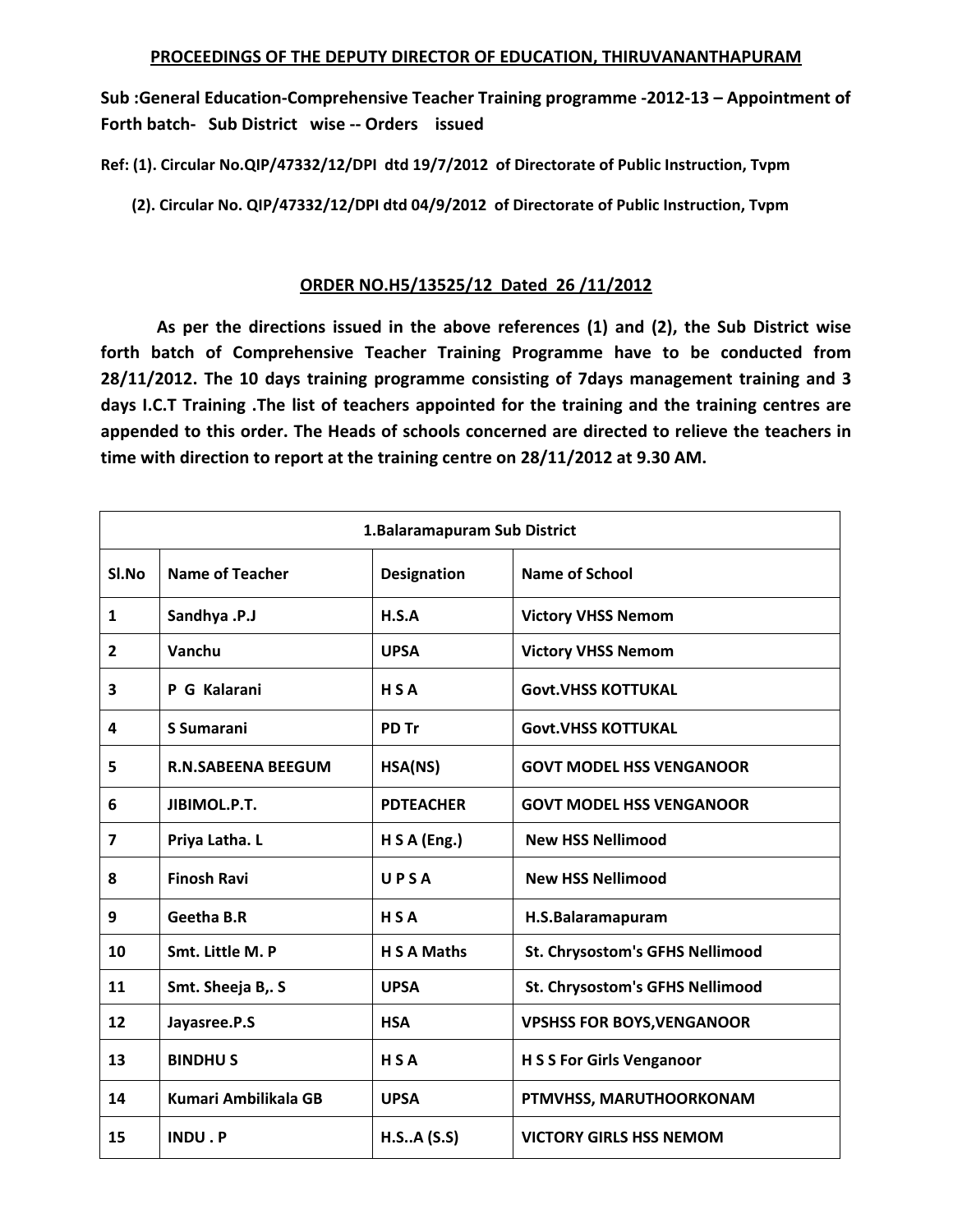**PROCEEDINGS OF THE DEPUTY DIRECTOR OF EDUCATION, THIRUVANANTHAPURAM**

**Sub :General Education-Comprehensive Teacher Training programme -2012-13 – Appointment of Forth batch- Sub District wise -- Orders issued**

**Ref: (1). Circular No.QIP/47332/12/DPI dtd 19/7/2012 of Directorate of Public Instruction, Tvpm**

**(2). Circular No. QIP/47332/12/DPI dtd 04/9/2012 of Directorate of Public Instruction, Tvpm**

**ORDER NO.H5/13525/12 Dated 26 /11/2012**

**As per the directions issued in the above references (1) and (2), the Sub District wise forth batch of Comprehensive Teacher Training Programme have to be conducted from 28/11/2012. The 10 days training programme consisting of 7days management training and 3 days I.C.T Training .The list of teachers appointed for the training and the training centres are appended to this order. The Heads of schools concerned are directed to relieve the teachers in time with direction to report at the training centre on 28/11/2012 at 9.30 AM.**

| 1.Balaramapuram Sub District | | | |
|---|---|---|---|
| Sl.No | Name of Teacher | Designation | Name of School |
| 1 | Sandhya .P.J | H.S.A | Victory VHSS Nemom |
| 2 | Vanchu | UPSA | Victory VHSS Nemom |
| 3 | P G Kalarani | H S A | Govt.VHSS KOTTUKAL |
| 4 | S Sumarani | PD Tr | Govt.VHSS KOTTUKAL |
| 5 | R.N.SABEENA BEEGUM | HSA(NS) | GOVT MODEL HSS VENGANOOR |
| 6 | JIBIMOL.P.T. | PDTEACHER | GOVT MODEL HSS VENGANOOR |
| 7 | Priya Latha. L | H S A (Eng.) | New HSS Nellimood |
| 8 | Finosh Ravi | U P S A | New HSS Nellimood |
| 9 | Geetha B.R | H S A | H.S.Balaramapuram |
| 10 | Smt. Little M. P | H S A Maths | St. Chrysostom's GFHS Nellimood |
| 11 | Smt. Sheeja B,. S | UPSA | St. Chrysostom's GFHS Nellimood |
| 12 | Jayasree.P.S | HSA | VPSHSS FOR BOYS,VENGANOOR |
| 13 | BINDHU S | H S A | H S S For Girls Venganoor |
| 14 | Kumari Ambilikala GB | UPSA | PTMVHSS, MARUTHOORKONAM |
| 15 | INDU . P | H.S..A (S.S) | VICTORY GIRLS HSS NEMOM |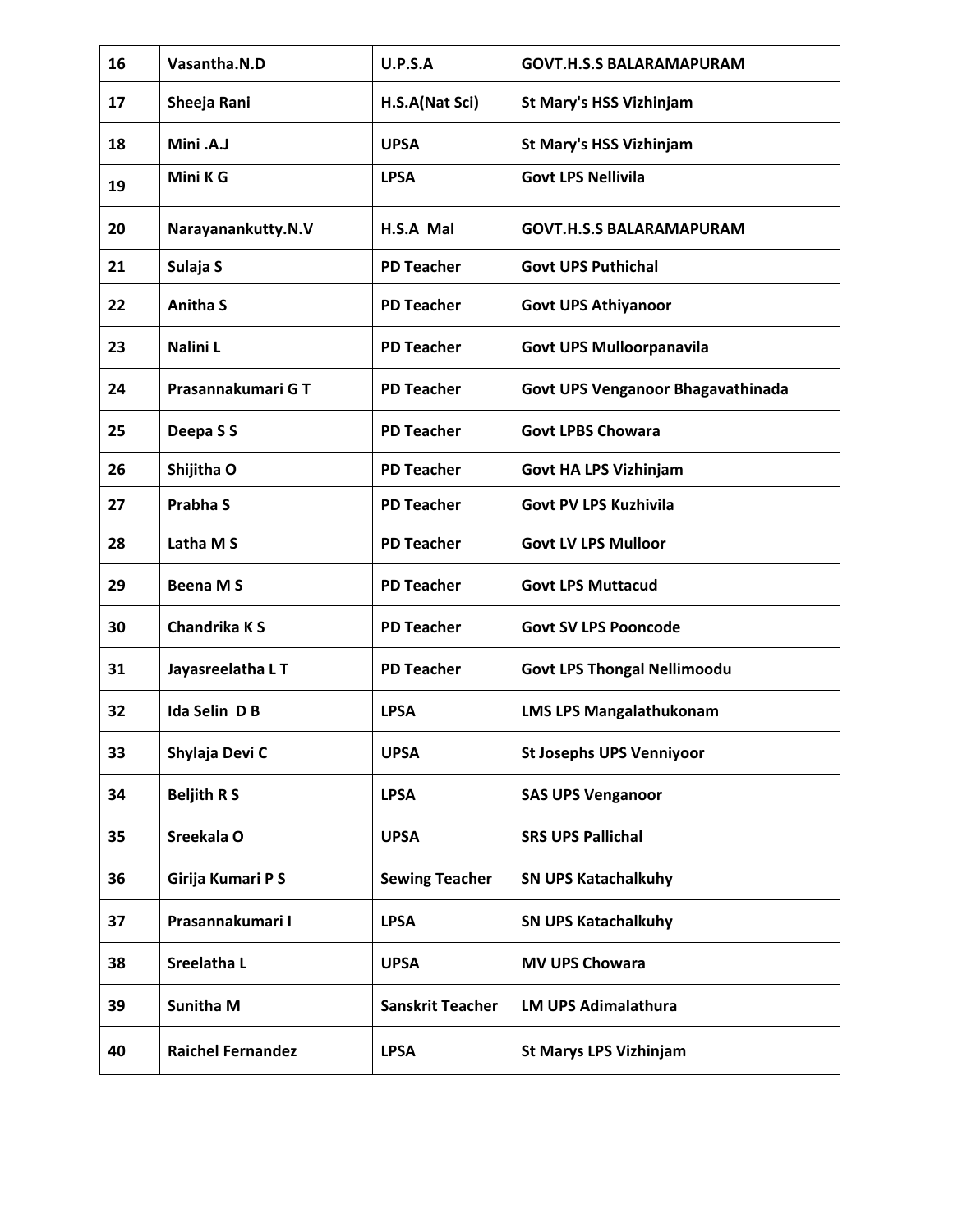| 16 | Vasantha.N.D | U.P.S.A | GOVT.H.S.S BALARAMAPURAM |
|---|---|---|---|
| 17 | Sheeja Rani | H.S.A(Nat Sci) | St Mary's HSS Vizhinjam |
| 18 | Mini .A.J | UPSA | St Mary's HSS Vizhinjam |
| 19 | Mini K G | LPSA | Govt LPS Nellivila |
| 20 | Narayanankutty.N.V | H.S.A Mal | GOVT.H.S.S BALARAMAPURAM |
| 21 | Sulaja S | PD Teacher | Govt UPS Puthichal |
| 22 | Anitha S | PD Teacher | Govt UPS Athiyanoor |
| 23 | Nalini L | PD Teacher | Govt UPS Mulloorpanavila |
| 24 | Prasannakumari G T | PD Teacher | Govt UPS Venganoor Bhagavathinada |
| 25 | Deepa S S | PD Teacher | Govt LPBS Chowara |
| 26 | Shijitha O | PD Teacher | Govt HA LPS Vizhinjam |
| 27 | Prabha S | PD Teacher | Govt PV LPS Kuzhivila |
| 28 | Latha M S | PD Teacher | Govt LV LPS Mulloor |
| 29 | Beena M S | PD Teacher | Govt LPS Muttacud |
| 30 | Chandrika K S | PD Teacher | Govt SV LPS Pooncode |
| 31 | Jayasreelatha L T | PD Teacher | Govt LPS Thongal Nellimoodu |
| 32 | Ida Selin D B | LPSA | LMS LPS Mangalathukonam |
| 33 | Shylaja Devi C | UPSA | St Josephs UPS Venniyoor |
| 34 | Beljith R S | LPSA | SAS UPS Venganoor |
| 35 | Sreekala O | UPSA | SRS UPS Pallichal |
| 36 | Girija Kumari P S | Sewing Teacher | SN UPS Katachalkuhy |
| 37 | Prasannakumari I | LPSA | SN UPS Katachalkuhy |
| 38 | Sreelatha L | UPSA | MV UPS Chowara |
| 39 | Sunitha M | Sanskrit Teacher | LM UPS Adimalathura |
| 40 | Raichel Fernandez | LPSA | St Marys LPS Vizhinjam |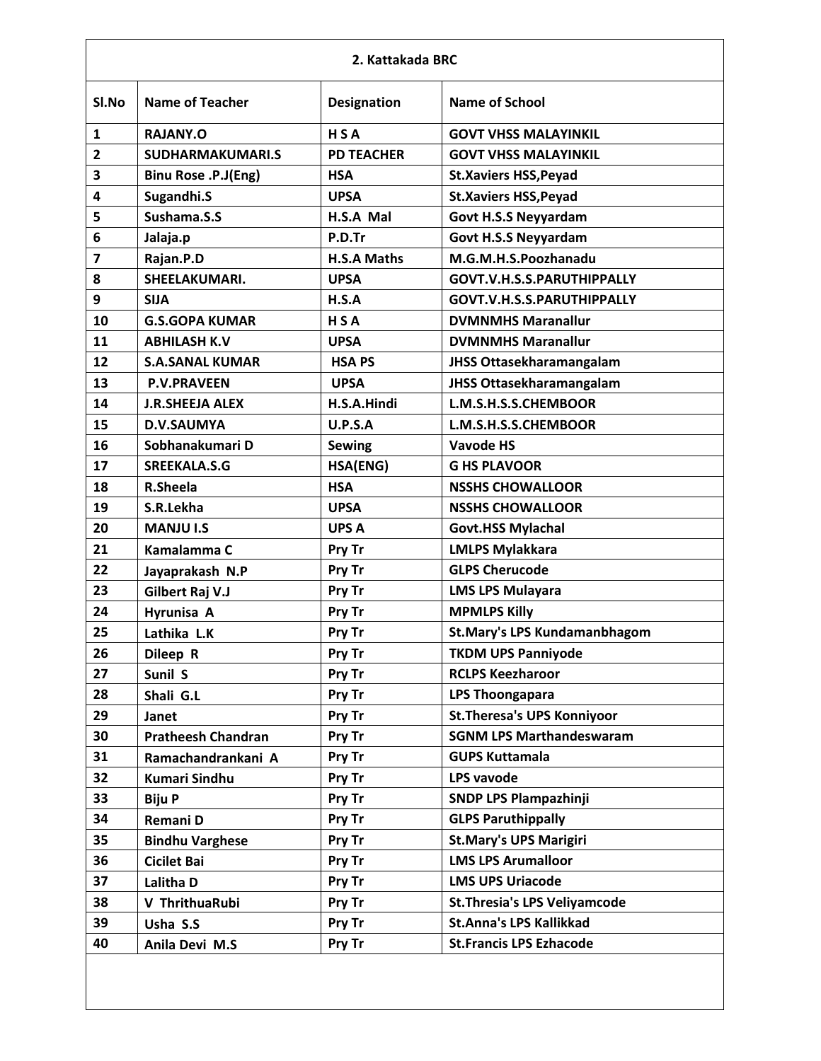| 2. Kattakada BRC | | | |
|---|---|---|---|
| **Sl.No** | **Name of Teacher** | **Designation** | **Name of School** |
| 1 | RAJANY.O | H S A | GOVT VHSS MALAYINKIL |
| 2 | SUDHARMAKUMARI.S | PD TEACHER | GOVT VHSS MALAYINKIL |
| 3 | Binu Rose .P.J(Eng) | HSA | St.Xaviers HSS,Peyad |
| 4 | Sugandhi.S | UPSA | St.Xaviers HSS,Peyad |
| 5 | Sushama.S.S | H.S.A Mal | Govt H.S.S Neyyardam |
| 6 | Jalaja.p | P.D.Tr | Govt H.S.S Neyyardam |
| 7 | Rajan.P.D | H.S.A Maths | M.G.M.H.S.Poozhanadu |
| 8 | SHEELAKUMARI. | UPSA | GOVT.V.H.S.S.PARUTHIPPALLY |
| 9 | SIJA | H.S.A | GOVT.V.H.S.S.PARUTHIPPALLY |
| 10 | G.S.GOPA KUMAR | H S A | DVMNMHS Maranallur |
| 11 | ABHILASH K.V | UPSA | DVMNMHS Maranallur |
| 12 | S.A.SANAL KUMAR | HSA PS | JHSS Ottasekharamangalam |
| 13 | P.V.PRAVEEN | UPSA | JHSS Ottasekharamangalam |
| 14 | J.R.SHEEJA ALEX | H.S.A.Hindi | L.M.S.H.S.S.CHEMBOOR |
| 15 | D.V.SAUMYA | U.P.S.A | L.M.S.H.S.S.CHEMBOOR |
| 16 | Sobhanakumari D | Sewing | Vavode HS |
| 17 | SREEKALA.S.G | HSA(ENG) | G HS PLAVOOR |
| 18 | R.Sheela | HSA | NSSHS CHOWALLOOR |
| 19 | S.R.Lekha | UPSA | NSSHS CHOWALLOOR |
| 20 | MANJU I.S | UPS A | Govt.HSS Mylachal |
| 21 | Kamalamma C | Pry Tr | LMLPS Mylakkara |
| 22 | Jayaprakash N.P | Pry Tr | GLPS Cherucode |
| 23 | Gilbert Raj V.J | Pry Tr | LMS LPS Mulayara |
| 24 | Hyrunisa A | Pry Tr | MPMLPS Killy |
| 25 | Lathika L.K | Pry Tr | St.Mary's LPS Kundamanbhagom |
| 26 | Dileep R | Pry Tr | TKDM UPS Panniyode |
| 27 | Sunil S | Pry Tr | RCLPS Keezharoor |
| 28 | Shali G.L | Pry Tr | LPS Thoongapara |
| 29 | Janet | Pry Tr | St.Theresa's UPS Konniyoor |
| 30 | Pratheesh Chandran | Pry Tr | SGNM LPS Marthandeswaram |
| 31 | Ramachandrankani A | Pry Tr | GUPS Kuttamala |
| 32 | Kumari Sindhu | Pry Tr | LPS vavode |
| 33 | Biju P | Pry Tr | SNDP LPS Plampazhinji |
| 34 | Remani D | Pry Tr | GLPS Paruthippally |
| 35 | Bindhu Varghese | Pry Tr | St.Mary's UPS Marigiri |
| 36 | Cicilet Bai | Pry Tr | LMS LPS Arumalloor |
| 37 | Lalitha D | Pry Tr | LMS UPS Uriacode |
| 38 | V ThrithuaRubi | Pry Tr | St.Thresia's LPS Veliyamcode |
| 39 | Usha S.S | Pry Tr | St.Anna's LPS Kallikkad |
| 40 | Anila Devi M.S | Pry Tr | St.Francis LPS Ezhacode |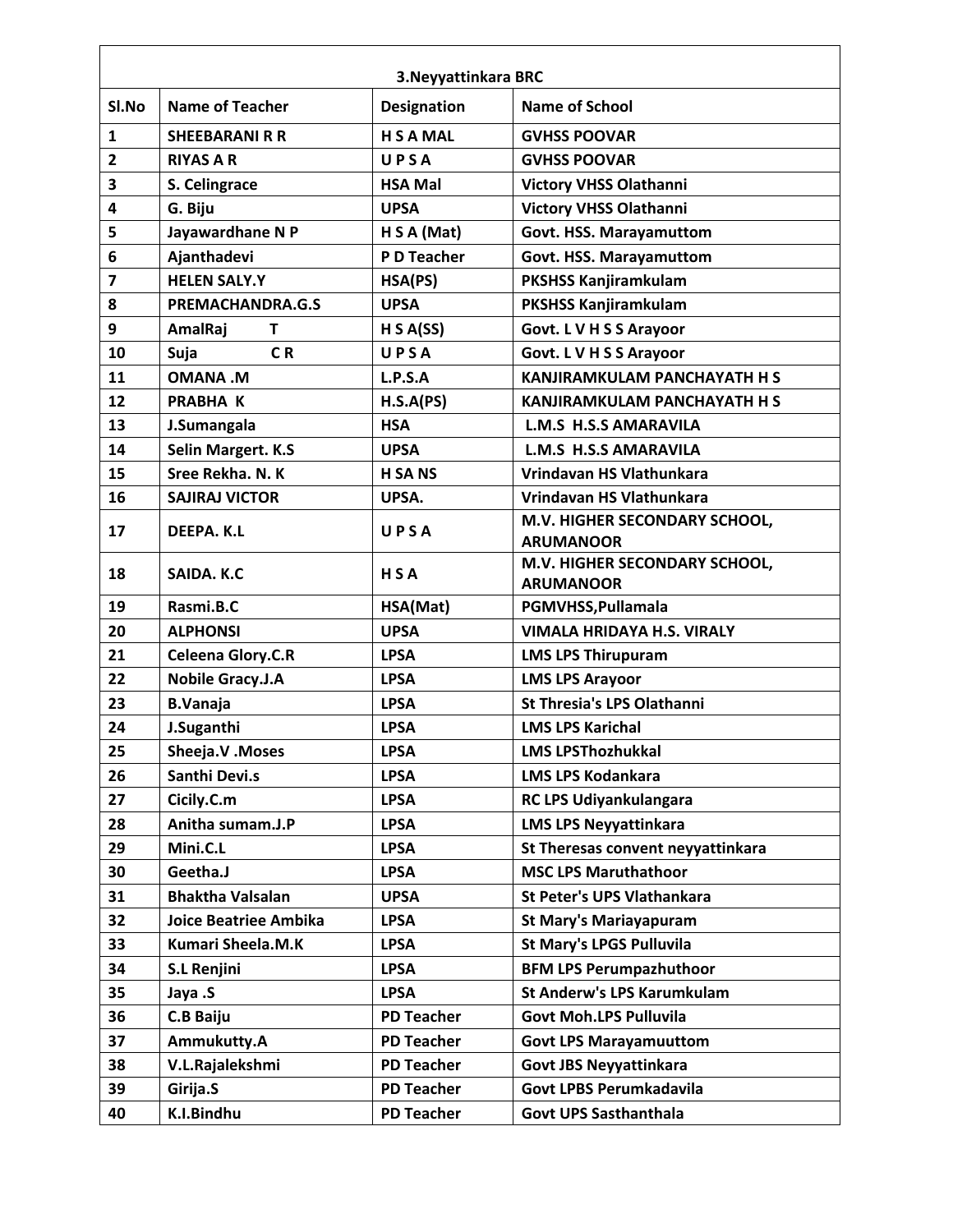| 3.Neyyattinkara BRC | | | |
|---|---|---|---|
| **Sl.No** | **Name of Teacher** | **Designation** | **Name of School** |
| 1 | SHEEBARANI R R | H S A MAL | GVHSS POOVAR |
| 2 | RIYAS A R | U P S A | GVHSS POOVAR |
| 3 | S. Celingrace | HSA Mal | Victory VHSS Olathanni |
| 4 | G. Biju | UPSA | Victory VHSS Olathanni |
| 5 | Jayawardhane N P | H S A (Mat) | Govt. HSS. Marayamuttom |
| 6 | Ajanthadevi | P D Teacher | Govt. HSS. Marayamuttom |
| 7 | HELEN SALY.Y | HSA(PS) | PKSHSS Kanjiramkulam |
| 8 | PREMACHANDRA.G.S | UPSA | PKSHSS Kanjiramkulam |
| 9 | AmalRaj T | H S A(SS) | Govt. L V H S S Arayoor |
| 10 | Suja C R | U P S A | Govt. L V H S S Arayoor |
| 11 | OMANA .M | L.P.S.A | KANJIRAMKULAM PANCHAYATH H S |
| 12 | PRABHA K | H.S.A(PS) | KANJIRAMKULAM PANCHAYATH H S |
| 13 | J.Sumangala | HSA | L.M.S H.S.S AMARAVILA |
| 14 | Selin Margert. K.S | UPSA | L.M.S H.S.S AMARAVILA |
| 15 | Sree Rekha. N. K | H SA NS | Vrindavan HS Vlathunkara |
| 16 | SAJIRAJ VICTOR | UPSA. | Vrindavan HS Vlathunkara |
| 17 | DEEPA. K.L | U P S A | M.V. HIGHER SECONDARY SCHOOL, ARUMANOOR |
| 18 | SAIDA. K.C | H S A | M.V. HIGHER SECONDARY SCHOOL, ARUMANOOR |
| 19 | Rasmi.B.C | HSA(Mat) | PGMVHSS,Pullamala |
| 20 | ALPHONSI | UPSA | VIMALA HRIDAYA H.S. VIRALY |
| 21 | Celeena Glory.C.R | LPSA | LMS LPS Thirupuram |
| 22 | Nobile Gracy.J.A | LPSA | LMS LPS Arayoor |
| 23 | B.Vanaja | LPSA | St Thresia's LPS Olathanni |
| 24 | J.Suganthi | LPSA | LMS LPS Karichal |
| 25 | Sheeja.V .Moses | LPSA | LMS LPSThozhukkal |
| 26 | Santhi Devi.s | LPSA | LMS LPS Kodankara |
| 27 | Cicily.C.m | LPSA | RC LPS Udiyankulangara |
| 28 | Anitha sumam.J.P | LPSA | LMS LPS Neyyattinkara |
| 29 | Mini.C.L | LPSA | St Theresas convent neyyattinkara |
| 30 | Geetha.J | LPSA | MSC LPS Maruthathoor |
| 31 | Bhaktha Valsalan | UPSA | St Peter's UPS Vlathankara |
| 32 | Joice Beatriee Ambika | LPSA | St Mary's Mariayapuram |
| 33 | Kumari Sheela.M.K | LPSA | St Mary's LPGS Pulluvila |
| 34 | S.L Renjini | LPSA | BFM LPS Perumpazhuthoor |
| 35 | Jaya .S | LPSA | St Anderw's LPS Karumkulam |
| 36 | C.B Baiju | PD Teacher | Govt Moh.LPS Pulluvila |
| 37 | Ammukutty.A | PD Teacher | Govt LPS Marayamuuttom |
| 38 | V.L.Rajalekshmi | PD Teacher | Govt JBS Neyyattinkara |
| 39 | Girija.S | PD Teacher | Govt LPBS Perumkadavila |
| 40 | K.I.Bindhu | PD Teacher | Govt UPS Sasthanthala |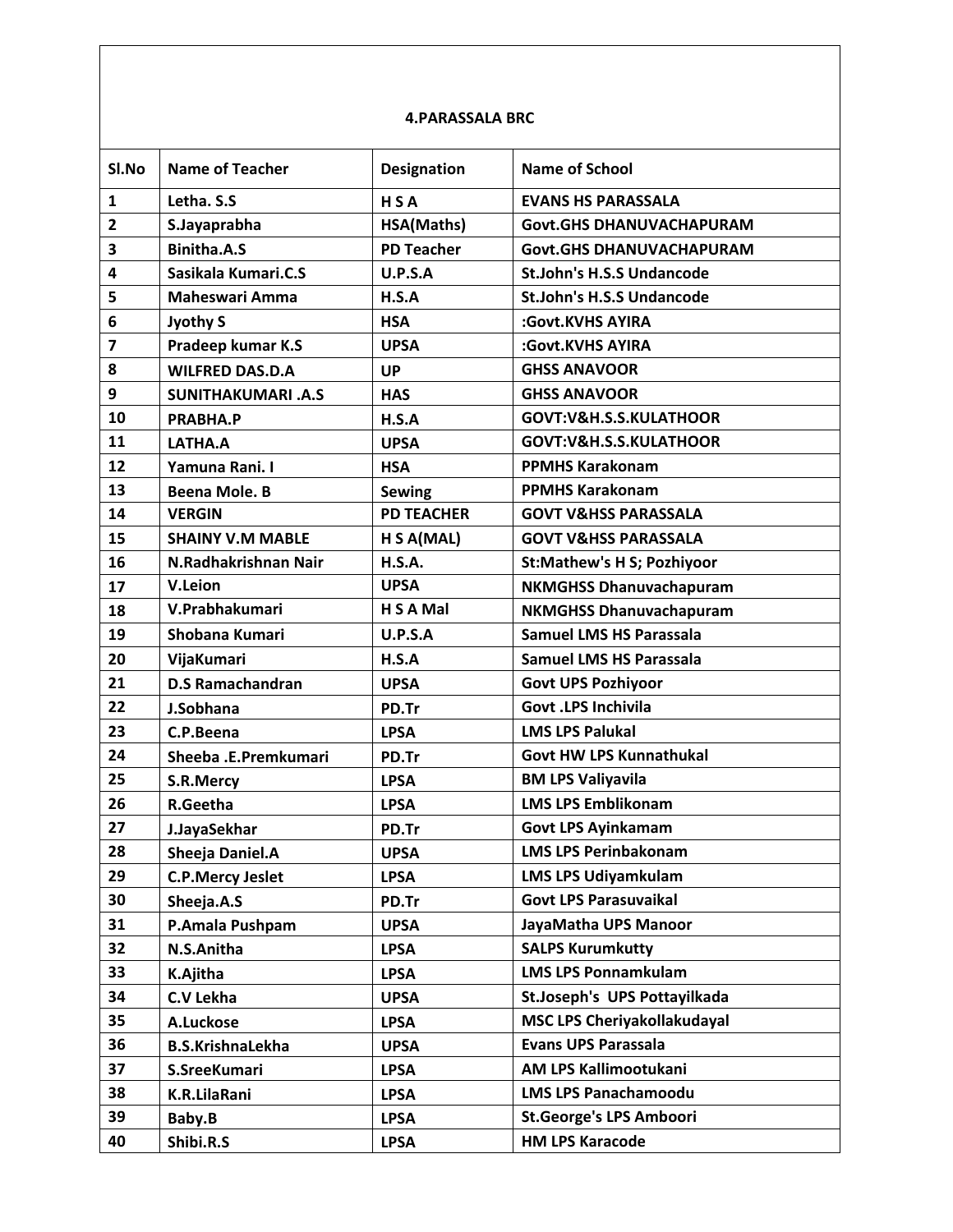## 4.PARASSALA BRC

| Sl.No | Name of Teacher | Designation | Name of School |
|---|---|---|---|
| 1 | Letha. S.S | H S A | EVANS HS PARASSALA |
| 2 | S.Jayaprabha | HSA(Maths) | Govt.GHS DHANUVACHAPURAM |
| 3 | Binitha.A.S | PD Teacher | Govt.GHS DHANUVACHAPURAM |
| 4 | Sasikala Kumari.C.S | U.P.S.A | St.John's H.S.S Undancode |
| 5 | Maheswari Amma | H.S.A | St.John's H.S.S Undancode |
| 6 | Jyothy S | HSA | :Govt.KVHS AYIRA |
| 7 | Pradeep kumar K.S | UPSA | :Govt.KVHS AYIRA |
| 8 | WILFRED DAS.D.A | UP | GHSS ANAVOOR |
| 9 | SUNITHAKUMARI .A.S | HAS | GHSS ANAVOOR |
| 10 | PRABHA.P | H.S.A | GOVT:V&H.S.S.KULATHOOR |
| 11 | LATHA.A | UPSA | GOVT:V&H.S.S.KULATHOOR |
| 12 | Yamuna Rani. I | HSA | PPMHS Karakonam |
| 13 | Beena Mole. B | Sewing | PPMHS Karakonam |
| 14 | VERGIN | PD TEACHER | GOVT V&HSS PARASSALA |
| 15 | SHAINY V.M MABLE | H S A(MAL) | GOVT V&HSS PARASSALA |
| 16 | N.Radhakrishnan Nair | H.S.A. | St:Mathew's H S; Pozhiyoor |
| 17 | V.Leion | UPSA | NKMGHSS Dhanuvachapuram |
| 18 | V.Prabhakumari | H S A Mal | NKMGHSS Dhanuvachapuram |
| 19 | Shobana Kumari | U.P.S.A | Samuel LMS HS Parassala |
| 20 | VijaKumari | H.S.A | Samuel LMS HS Parassala |
| 21 | D.S Ramachandran | UPSA | Govt UPS Pozhiyoor |
| 22 | J.Sobhana | PD.Tr | Govt .LPS Inchivila |
| 23 | C.P.Beena | LPSA | LMS LPS Palukal |
| 24 | Sheeba .E.Premkumari | PD.Tr | Govt HW LPS Kunnathukal |
| 25 | S.R.Mercy | LPSA | BM LPS Valiyavila |
| 26 | R.Geetha | LPSA | LMS LPS Emblikonam |
| 27 | J.JayaSekhar | PD.Tr | Govt LPS Ayinkamam |
| 28 | Sheeja Daniel.A | UPSA | LMS LPS Perinbakonam |
| 29 | C.P.Mercy Jeslet | LPSA | LMS LPS Udiyamkulam |
| 30 | Sheeja.A.S | PD.Tr | Govt LPS Parasuvaikal |
| 31 | P.Amala Pushpam | UPSA | JayaMatha UPS Manoor |
| 32 | N.S.Anitha | LPSA | SALPS Kurumkutty |
| 33 | K.Ajitha | LPSA | LMS LPS Ponnamkulam |
| 34 | C.V Lekha | UPSA | St.Joseph's UPS Pottayilkada |
| 35 | A.Luckose | LPSA | MSC LPS Cheriyakollakudayal |
| 36 | B.S.KrishnaLekha | UPSA | Evans UPS Parassala |
| 37 | S.SreeKumari | LPSA | AM LPS Kallimootukani |
| 38 | K.R.LilaRani | LPSA | LMS LPS Panachamoodu |
| 39 | Baby.B | LPSA | St.George's LPS Amboori |
| 40 | Shibi.R.S | LPSA | HM LPS Karacode |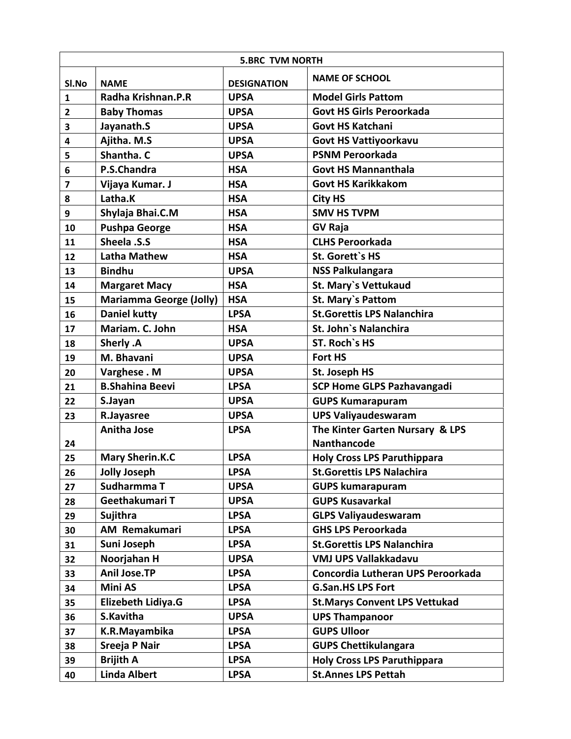| 5.BRC TVM NORTH | | | |
|---|---|---|---|
| **Sl.No** | **NAME** | **DESIGNATION** | **NAME OF SCHOOL** |
| 1 | Radha Krishnan.P.R | UPSA | Model Girls Pattom |
| 2 | Baby Thomas | UPSA | Govt HS Girls Peroorkada |
| 3 | Jayanath.S | UPSA | Govt HS Katchani |
| 4 | Ajitha. M.S | UPSA | Govt HS Vattiyoorkavu |
| 5 | Shantha. C | UPSA | PSNM Peroorkada |
| 6 | P.S.Chandra | HSA | Govt HS Mannanthala |
| 7 | Vijaya Kumar. J | HSA | Govt HS Karikkakom |
| 8 | Latha.K | HSA | City HS |
| 9 | Shylaja Bhai.C.M | HSA | SMV HS TVPM |
| 10 | Pushpa George | HSA | GV Raja |
| 11 | Sheela .S.S | HSA | CLHS Peroorkada |
| 12 | Latha Mathew | HSA | St. Gorett`s HS |
| 13 | Bindhu | UPSA | NSS Palkulangara |
| 14 | Margaret Macy | HSA | St. Mary`s Vettukaud |
| 15 | Mariamma George (Jolly) | HSA | St. Mary`s Pattom |
| 16 | Daniel kutty | LPSA | St.Gorettis LPS Nalanchira |
| 17 | Mariam. C. John | HSA | St. John`s Nalanchira |
| 18 | Sherly .A | UPSA | ST. Roch`s HS |
| 19 | M. Bhavani | UPSA | Fort HS |
| 20 | Varghese . M | UPSA | St. Joseph HS |
| 21 | B.Shahina Beevi | LPSA | SCP Home GLPS Pazhavangadi |
| 22 | S.Jayan | UPSA | GUPS Kumarapuram |
| 23 | R.Jayasree | UPSA | UPS Valiyaudeswaram |
| 24 | Anitha Jose | LPSA | The Kinter Garten Nursary & LPS Nanthancode |
| 25 | Mary Sherin.K.C | LPSA | Holy Cross LPS Paruthippara |
| 26 | Jolly Joseph | LPSA | St.Gorettis LPS Nalachira |
| 27 | Sudharmma T | UPSA | GUPS kumarapuram |
| 28 | Geethakumari T | UPSA | GUPS Kusavarkal |
| 29 | Sujithra | LPSA | GLPS Valiyaudeswaram |
| 30 | AM Remakumari | LPSA | GHS LPS Peroorkada |
| 31 | Suni Joseph | LPSA | St.Gorettis LPS Nalanchira |
| 32 | Noorjahan H | UPSA | VMJ UPS Vallakkadavu |
| 33 | Anil Jose.TP | LPSA | Concordia Lutheran UPS Peroorkada |
| 34 | Mini AS | LPSA | G.San.HS LPS Fort |
| 35 | Elizebeth Lidiya.G | LPSA | St.Marys Convent LPS Vettukad |
| 36 | S.Kavitha | UPSA | UPS Thampanoor |
| 37 | K.R.Mayambika | LPSA | GUPS Ulloor |
| 38 | Sreeja P Nair | LPSA | GUPS Chettikulangara |
| 39 | Brijith A | LPSA | Holy Cross LPS Paruthippara |
| 40 | Linda Albert | LPSA | St.Annes LPS Pettah |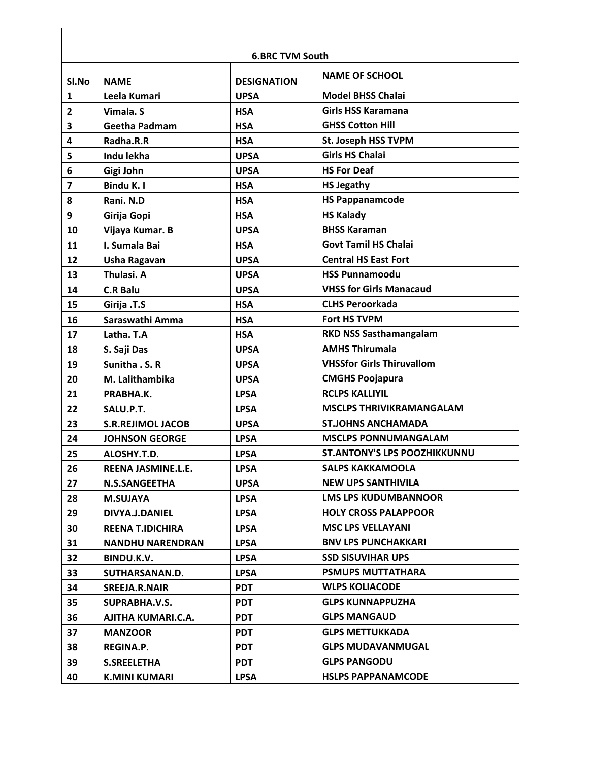| 6.BRC TVM South | | | |
|---|---|---|---|
| **Sl.No** | **NAME** | **DESIGNATION** | **NAME OF SCHOOL** |
| 1 | Leela Kumari | UPSA | Model BHSS Chalai |
| 2 | Vimala. S | HSA | Girls HSS Karamana |
| 3 | Geetha Padmam | HSA | GHSS Cotton Hill |
| 4 | Radha.R.R | HSA | St. Joseph HSS TVPM |
| 5 | Indu lekha | UPSA | Girls HS Chalai |
| 6 | Gigi John | UPSA | HS For Deaf |
| 7 | Bindu K. I | HSA | HS Jegathy |
| 8 | Rani. N.D | HSA | HS Pappanamcode |
| 9 | Girija Gopi | HSA | HS Kalady |
| 10 | Vijaya Kumar. B | UPSA | BHSS Karaman |
| 11 | I. Sumala Bai | HSA | Govt Tamil HS Chalai |
| 12 | Usha Ragavan | UPSA | Central HS East Fort |
| 13 | Thulasi. A | UPSA | HSS Punnamoodu |
| 14 | C.R Balu | UPSA | VHSS for Girls Manacaud |
| 15 | Girija .T.S | HSA | CLHS Peroorkada |
| 16 | Saraswathi Amma | HSA | Fort HS TVPM |
| 17 | Latha. T.A | HSA | RKD NSS Sasthamangalam |
| 18 | S. Saji Das | UPSA | AMHS Thirumala |
| 19 | Sunitha . S. R | UPSA | VHSSfor Girls Thiruvallom |
| 20 | M. Lalithambika | UPSA | CMGHS Poojapura |
| 21 | PRABHA.K. | LPSA | RCLPS KALLIYIL |
| 22 | SALU.P.T. | LPSA | MSCLPS THRIVIKRAMANGALAM |
| 23 | S.R.REJIMOL JACOB | UPSA | ST.JOHNS ANCHAMADA |
| 24 | JOHNSON GEORGE | LPSA | MSCLPS PONNUMANGALAM |
| 25 | ALOSHY.T.D. | LPSA | ST.ANTONY'S LPS POOZHIKKUNNU |
| 26 | REENA JASMINE.L.E. | LPSA | SALPS KAKKAMOOLA |
| 27 | N.S.SANGEETHA | UPSA | NEW UPS SANTHIVILA |
| 28 | M.SUJAYA | LPSA | LMS LPS KUDUMBANNOOR |
| 29 | DIVYA.J.DANIEL | LPSA | HOLY CROSS PALAPPOOR |
| 30 | REENA T.IDICHIRA | LPSA | MSC LPS VELLAYANI |
| 31 | NANDHU NARENDRAN | LPSA | BNV LPS PUNCHAKKARI |
| 32 | BINDU.K.V. | LPSA | SSD SISUVIHAR UPS |
| 33 | SUTHARSANAN.D. | LPSA | PSMUPS MUTTATHARA |
| 34 | SREEJA.R.NAIR | PDT | WLPS KOLIACODE |
| 35 | SUPRABHA.V.S. | PDT | GLPS KUNNAPPUZHA |
| 36 | AJITHA KUMARI.C.A. | PDT | GLPS MANGAUD |
| 37 | MANZOOR | PDT | GLPS METTUKKADA |
| 38 | REGINA.P. | PDT | GLPS MUDAVANMUGAL |
| 39 | S.SREELETHA | PDT | GLPS PANGODU |
| 40 | K.MINI KUMARI | LPSA | HSLPS PAPPANAMCODE |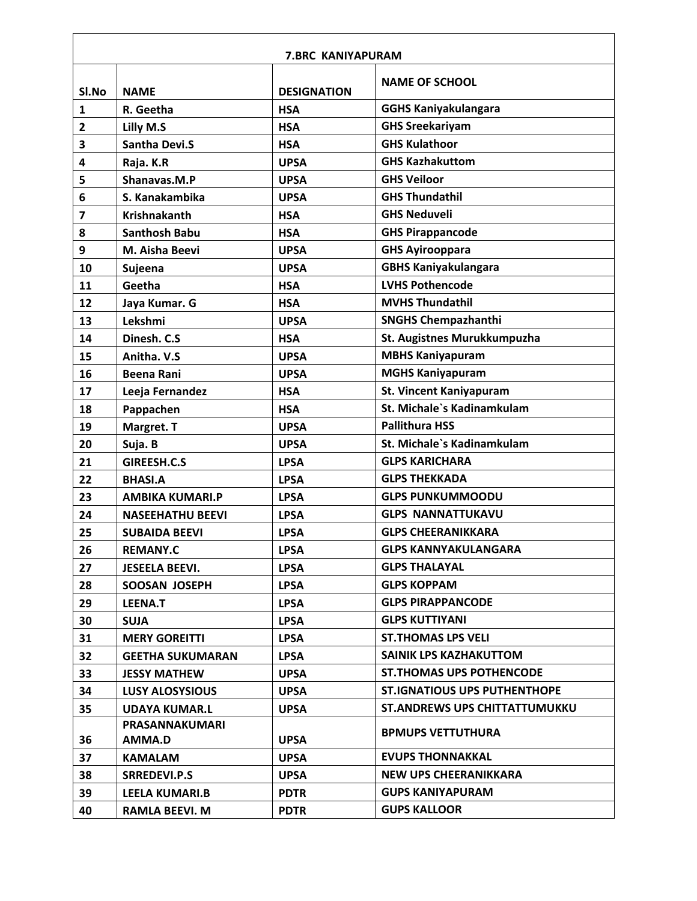| 7.BRC KANIYAPURAM | | | |
|---|---|---|---|
| Sl.No | NAME | DESIGNATION | NAME OF SCHOOL |
| 1 | R. Geetha | HSA | GGHS Kaniyakulangara |
| 2 | Lilly M.S | HSA | GHS Sreekariyam |
| 3 | Santha Devi.S | HSA | GHS Kulathoor |
| 4 | Raja. K.R | UPSA | GHS Kazhakuttom |
| 5 | Shanavas.M.P | UPSA | GHS Veiloor |
| 6 | S. Kanakambika | UPSA | GHS Thundathil |
| 7 | Krishnakanth | HSA | GHS Neduveli |
| 8 | Santhosh Babu | HSA | GHS Pirappancode |
| 9 | M. Aisha Beevi | UPSA | GHS Ayirooppara |
| 10 | Sujeena | UPSA | GBHS Kaniyakulangara |
| 11 | Geetha | HSA | LVHS Pothencode |
| 12 | Jaya Kumar. G | HSA | MVHS Thundathil |
| 13 | Lekshmi | UPSA | SNGHS Chempazhanthi |
| 14 | Dinesh. C.S | HSA | St. Augistnes Murukkumpuzha |
| 15 | Anitha. V.S | UPSA | MBHS Kaniyapuram |
| 16 | Beena Rani | UPSA | MGHS Kaniyapuram |
| 17 | Leeja Fernandez | HSA | St. Vincent Kaniyapuram |
| 18 | Pappachen | HSA | St. Michale`s Kadinamkulam |
| 19 | Margret. T | UPSA | Pallithura HSS |
| 20 | Suja. B | UPSA | St. Michale`s Kadinamkulam |
| 21 | GIREESH.C.S | LPSA | GLPS KARICHARA |
| 22 | BHASI.A | LPSA | GLPS THEKKADA |
| 23 | AMBIKA KUMARI.P | LPSA | GLPS PUNKUMMOODU |
| 24 | NASEEHATHU BEEVI | LPSA | GLPS NANNATTUKAVU |
| 25 | SUBAIDA BEEVI | LPSA | GLPS CHEERANIKKARA |
| 26 | REMANY.C | LPSA | GLPS KANNYAKULANGARA |
| 27 | JESEELA BEEVI. | LPSA | GLPS THALAYAL |
| 28 | SOOSAN JOSEPH | LPSA | GLPS KOPPAM |
| 29 | LEENA.T | LPSA | GLPS PIRAPPANCODE |
| 30 | SUJA | LPSA | GLPS KUTTIYANI |
| 31 | MERY GOREITTI | LPSA | ST.THOMAS LPS VELI |
| 32 | GEETHA SUKUMARAN | LPSA | SAINIK LPS KAZHAKUTTOM |
| 33 | JESSY MATHEW | UPSA | ST.THOMAS UPS POTHENCODE |
| 34 | LUSY ALOSYSIOUS | UPSA | ST.IGNATIOUS UPS PUTHENTHOPE |
| 35 | UDAYA KUMAR.L | UPSA | ST.ANDREWS UPS CHITTATTUMUKKU |
| 36 | PRASANNAKUMARI AMMA.D | UPSA | BPMUPS VETTUTHURA |
| 37 | KAMALAM | UPSA | EVUPS THONNAKKAL |
| 38 | SRREDEVI.P.S | UPSA | NEW UPS CHEERANIKKARA |
| 39 | LEELA KUMARI.B | PDTR | GUPS KANIYAPURAM |
| 40 | RAMLA BEEVI. M | PDTR | GUPS KALLOOR |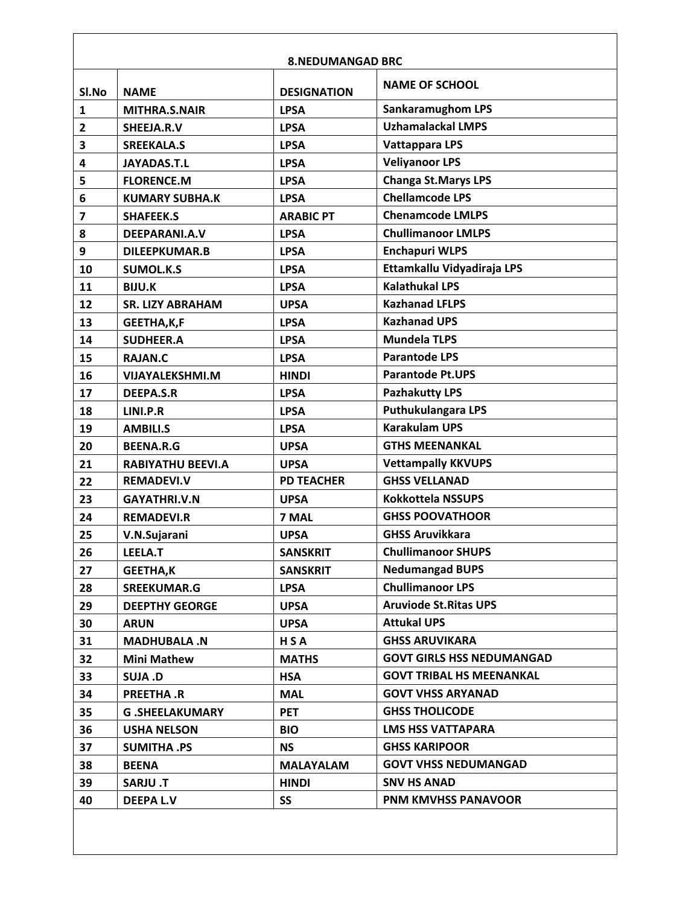| 8.NEDUMANGAD BRC | | | |
|---|---|---|---|
| Sl.No | NAME | DESIGNATION | NAME OF SCHOOL |
| 1 | MITHRA.S.NAIR | LPSA | Sankaramughom LPS |
| 2 | SHEEJA.R.V | LPSA | Uzhamalackal LMPS |
| 3 | SREEKALA.S | LPSA | Vattappara LPS |
| 4 | JAYADAS.T.L | LPSA | Veliyanoor LPS |
| 5 | FLORENCE.M | LPSA | Changa St.Marys LPS |
| 6 | KUMARY SUBHA.K | LPSA | Chellamcode LPS |
| 7 | SHAFEEK.S | ARABIC PT | Chenamcode LMLPS |
| 8 | DEEPARANI.A.V | LPSA | Chullimanoor LMLPS |
| 9 | DILEEPKUMAR.B | LPSA | Enchapuri WLPS |
| 10 | SUMOL.K.S | LPSA | Ettamkallu Vidyadiraja LPS |
| 11 | BIJU.K | LPSA | Kalathukal LPS |
| 12 | SR. LIZY ABRAHAM | UPSA | Kazhanad LFLPS |
| 13 | GEETHA,K,F | LPSA | Kazhanad UPS |
| 14 | SUDHEER.A | LPSA | Mundela TLPS |
| 15 | RAJAN.C | LPSA | Parantode LPS |
| 16 | VIJAYALEKSHMI.M | HINDI | Parantode Pt.UPS |
| 17 | DEEPA.S.R | LPSA | Pazhakutty LPS |
| 18 | LINI.P.R | LPSA | Puthukulangara LPS |
| 19 | AMBILI.S | LPSA | Karakulam UPS |
| 20 | BEENA.R.G | UPSA | GTHS MEENANKAL |
| 21 | RABIYATHU BEEVI.A | UPSA | Vettampally KKVUPS |
| 22 | REMADEVI.V | PD TEACHER | GHSS VELLANAD |
| 23 | GAYATHRI.V.N | UPSA | Kokkottela NSSUPS |
| 24 | REMADEVI.R | 7 MAL | GHSS POOVATHOOR |
| 25 | V.N.Sujarani | UPSA | GHSS Aruvikkara |
| 26 | LEELA.T | SANSKRIT | Chullimanoor SHUPS |
| 27 | GEETHA,K | SANSKRIT | Nedumangad BUPS |
| 28 | SREEKUMAR.G | LPSA | Chullimanoor LPS |
| 29 | DEEPTHY GEORGE | UPSA | Aruviode St.Ritas UPS |
| 30 | ARUN | UPSA | Attukal UPS |
| 31 | MADHUBALA .N | H S A | GHSS ARUVIKARA |
| 32 | Mini Mathew | MATHS | GOVT GIRLS HSS NEDUMANGAD |
| 33 | SUJA .D | HSA | GOVT TRIBAL HS MEENANKAL |
| 34 | PREETHA .R | MAL | GOVT VHSS ARYANAD |
| 35 | G .SHEELAKUMARY | PET | GHSS THOLICODE |
| 36 | USHA NELSON | BIO | LMS HSS VATTAPARA |
| 37 | SUMITHA .PS | NS | GHSS KARIPOOR |
| 38 | BEENA | MALAYALAM | GOVT VHSS NEDUMANGAD |
| 39 | SARJU .T | HINDI | SNV HS ANAD |
| 40 | DEEPA L.V | SS | PNM KMVHSS PANAVOOR |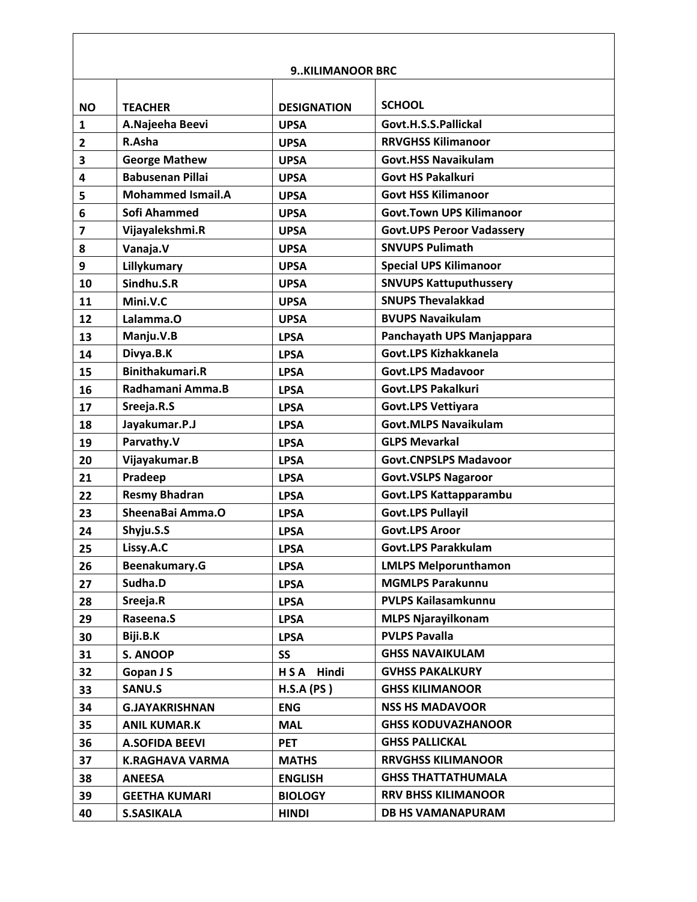| 9..KILIMANOOR BRC | | | |
|---|---|---|---|
| **NO** | **TEACHER** | **DESIGNATION** | **SCHOOL** |
| 1 | A.Najeeha Beevi | UPSA | Govt.H.S.S.Pallickal |
| 2 | R.Asha | UPSA | RRVGHSS Kilimanoor |
| 3 | George Mathew | UPSA | Govt.HSS Navaikulam |
| 4 | Babusenan Pillai | UPSA | Govt HS Pakalkuri |
| 5 | Mohammed Ismail.A | UPSA | Govt HSS Kilimanoor |
| 6 | Sofi Ahammed | UPSA | Govt.Town UPS Kilimanoor |
| 7 | Vijayalekshmi.R | UPSA | Govt.UPS Peroor Vadassery |
| 8 | Vanaja.V | UPSA | SNVUPS Pulimath |
| 9 | Lillykumary | UPSA | Special UPS Kilimanoor |
| 10 | Sindhu.S.R | UPSA | SNVUPS Kattuputhussery |
| 11 | Mini.V.C | UPSA | SNUPS Thevalakkad |
| 12 | Lalamma.O | UPSA | BVUPS Navaikulam |
| 13 | Manju.V.B | LPSA | Panchayath UPS Manjappara |
| 14 | Divya.B.K | LPSA | Govt.LPS Kizhakkanela |
| 15 | Binithakumari.R | LPSA | Govt.LPS Madavoor |
| 16 | Radhamani Amma.B | LPSA | Govt.LPS Pakalkuri |
| 17 | Sreeja.R.S | LPSA | Govt.LPS Vettiyara |
| 18 | Jayakumar.P.J | LPSA | Govt.MLPS Navaikulam |
| 19 | Parvathy.V | LPSA | GLPS Mevarkal |
| 20 | Vijayakumar.B | LPSA | Govt.CNPSLPS Madavoor |
| 21 | Pradeep | LPSA | Govt.VSLPS Nagaroor |
| 22 | Resmy Bhadran | LPSA | Govt.LPS Kattapparambu |
| 23 | SheenaBai Amma.O | LPSA | Govt.LPS Pullayil |
| 24 | Shyju.S.S | LPSA | Govt.LPS Aroor |
| 25 | Lissy.A.C | LPSA | Govt.LPS Parakkulam |
| 26 | Beenakumary.G | LPSA | LMLPS Melporunthamon |
| 27 | Sudha.D | LPSA | MGMLPS Parakunnu |
| 28 | Sreeja.R | LPSA | PVLPS Kailasamkunnu |
| 29 | Raseena.S | LPSA | MLPS Njarayilkonam |
| 30 | Biji.B.K | LPSA | PVLPS Pavalla |
| 31 | S. ANOOP | SS | GHSS NAVAIKULAM |
| 32 | Gopan J S | H S A Hindi | GVHSS PAKALKURY |
| 33 | SANU.S | H.S.A (PS ) | GHSS KILIMANOOR |
| 34 | G.JAYAKRISHNAN | ENG | NSS HS MADAVOOR |
| 35 | ANIL KUMAR.K | MAL | GHSS KODUVAZHANOOR |
| 36 | A.SOFIDA BEEVI | PET | GHSS PALLICKAL |
| 37 | K.RAGHAVA VARMA | MATHS | RRVGHSS KILIMANOOR |
| 38 | ANEESA | ENGLISH | GHSS THATTATHUMALA |
| 39 | GEETHA KUMARI | BIOLOGY | RRV BHSS KILIMANOOR |
| 40 | S.SASIKALA | HINDI | DB HS VAMANAPURAM |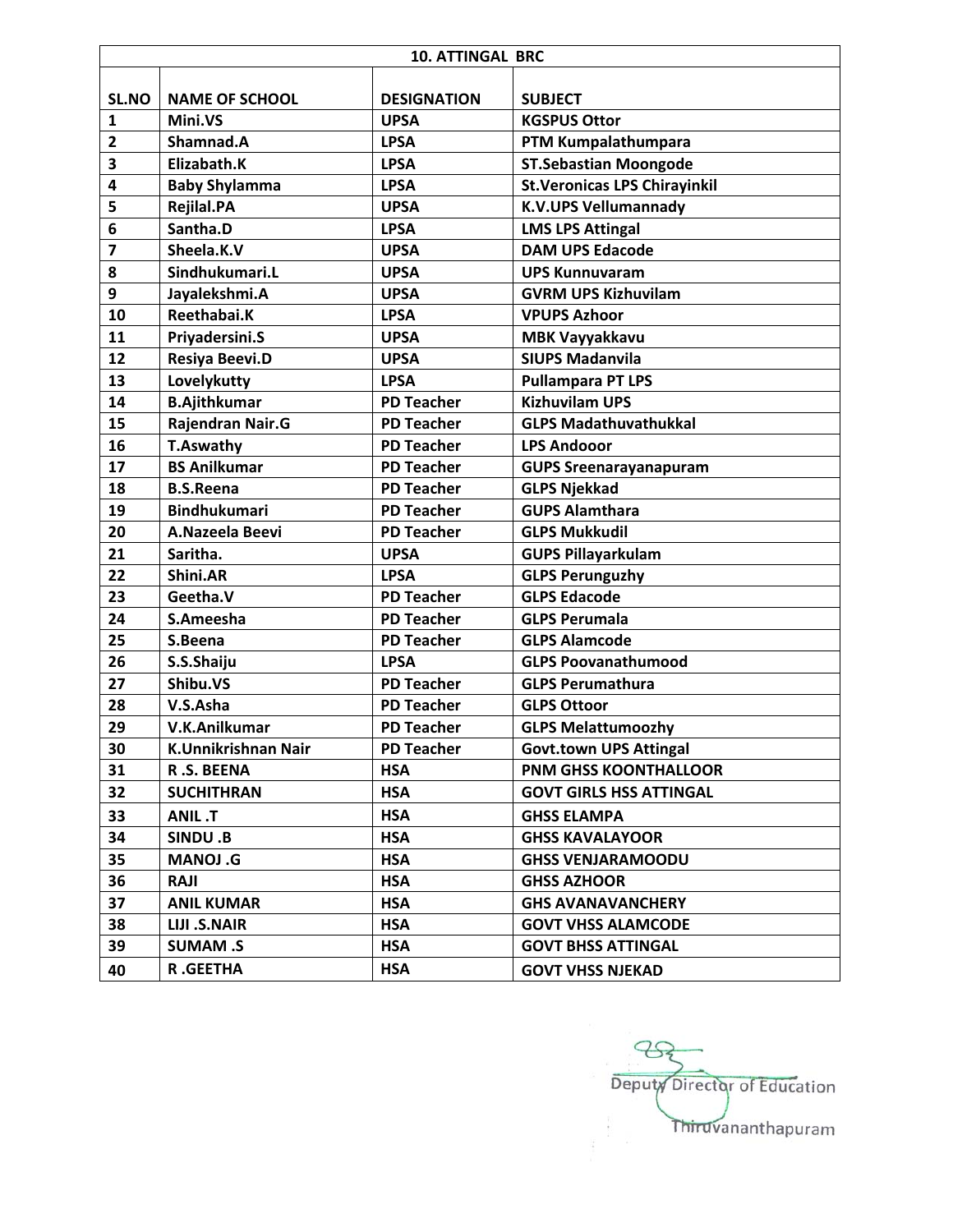| 10. ATTINGAL BRC | | | |
|---|---|---|---|
| **SL.NO** | **NAME OF SCHOOL** | **DESIGNATION** | **SUBJECT** |
| 1 | Mini.VS | UPSA | KGSPUS Ottor |
| 2 | Shamnad.A | LPSA | PTM Kumpalathumpara |
| 3 | Elizabath.K | LPSA | ST.Sebastian Moongode |
| 4 | Baby Shylamma | LPSA | St.Veronicas LPS Chirayinkil |
| 5 | Rejilal.PA | UPSA | K.V.UPS Vellumannady |
| 6 | Santha.D | LPSA | LMS LPS Attingal |
| 7 | Sheela.K.V | UPSA | DAM UPS Edacode |
| 8 | Sindhukumari.L | UPSA | UPS Kunnuvaram |
| 9 | Jayalekshmi.A | UPSA | GVRM UPS Kizhuvilam |
| 10 | Reethabai.K | LPSA | VPUPS Azhoor |
| 11 | Priyadersini.S | UPSA | MBK Vayyakkavu |
| 12 | Resiya Beevi.D | UPSA | SIUPS Madanvila |
| 13 | Lovelykutty | LPSA | Pullampara PT LPS |
| 14 | B.Ajithkumar | PD Teacher | Kizhuvilam UPS |
| 15 | Rajendran Nair.G | PD Teacher | GLPS Madathuvathukkal |
| 16 | T.Aswathy | PD Teacher | LPS Andooor |
| 17 | BS Anilkumar | PD Teacher | GUPS Sreenarayanapuram |
| 18 | B.S.Reena | PD Teacher | GLPS Njekkad |
| 19 | Bindhukumari | PD Teacher | GUPS Alamthara |
| 20 | A.Nazeela Beevi | PD Teacher | GLPS Mukkudil |
| 21 | Saritha. | UPSA | GUPS Pillayarkulam |
| 22 | Shini.AR | LPSA | GLPS Perunguzhy |
| 23 | Geetha.V | PD Teacher | GLPS Edacode |
| 24 | S.Ameesha | PD Teacher | GLPS Perumala |
| 25 | S.Beena | PD Teacher | GLPS Alamcode |
| 26 | S.S.Shaiju | LPSA | GLPS Poovanathumood |
| 27 | Shibu.VS | PD Teacher | GLPS Perumathura |
| 28 | V.S.Asha | PD Teacher | GLPS Ottoor |
| 29 | V.K.Anilkumar | PD Teacher | GLPS Melattumoozhy |
| 30 | K.Unnikrishnan Nair | PD Teacher | Govt.town UPS Attingal |
| 31 | R .S. BEENA | HSA | PNM GHSS KOONTHALLOOR |
| 32 | SUCHITHRAN | HSA | GOVT GIRLS HSS ATTINGAL |
| 33 | ANIL .T | HSA | GHSS ELAMPA |
| 34 | SINDU .B | HSA | GHSS KAVALAYOOR |
| 35 | MANOJ .G | HSA | GHSS VENJARAMOODU |
| 36 | RAJI | HSA | GHSS AZHOOR |
| 37 | ANIL KUMAR | HSA | GHS AVANAVANCHERY |
| 38 | LIJI .S.NAIR | HSA | GOVT VHSS ALAMCODE |
| 39 | SUMAM .S | HSA | GOVT BHSS ATTINGAL |
| 40 | R .GEETHA | HSA | GOVT VHSS NJEKAD |

Deputy Director of Education
Thiruvananthapuram